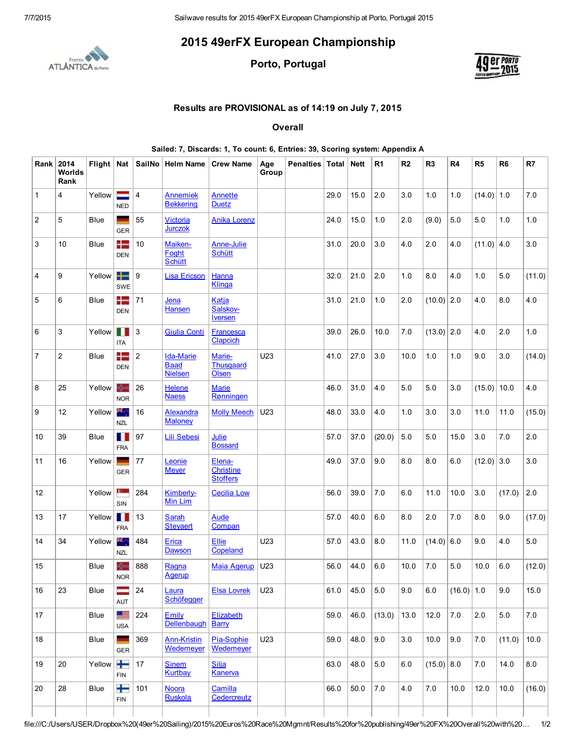# 2015 49erFX European Championship

## Porto, Portugal

### Results are PROVISIONAL as of 14:19 on July 7, 2015

### Overall

**Sailed: 7, Discards: 1, To count: 6, Entries: 39, Scoring system: Appendix A**

| Rank | 2014 Worlds Rank | Flight | Nat | SailNo | Helm Name | Crew Name | Age Group | Penalties | Total | Nett | R1 | R2 | R3 | R4 | R5 | R6 | R7 |
|---|---|---|---|---|---|---|---|---|---|---|---|---|---|---|---|---|---|
| 1 | 4 | Yellow | NED | 4 | Annemiek Bekkering | Annette Duetz | | | 29.0 | 15.0 | 2.0 | 3.0 | 1.0 | 1.0 | (14.0) | 1.0 | 7.0 |
| 2 | 5 | Blue | GER | 55 | Victoria Jurczok | Anika Lorenz | | | 24.0 | 15.0 | 1.0 | 2.0 | (9.0) | 5.0 | 5.0 | 1.0 | 1.0 |
| 3 | 10 | Blue | DEN | 10 | Maiken-Foght Schütt | Anne-Julie Schütt | | | 31.0 | 20.0 | 3.0 | 4.0 | 2.0 | 4.0 | (11.0) | 4.0 | 3.0 |
| 4 | 9 | Yellow | SWE | 9 | Lisa Ericson | Hanna Klinga | | | 32.0 | 21.0 | 2.0 | 1.0 | 8.0 | 4.0 | 1.0 | 5.0 | (11.0) |
| 5 | 6 | Blue | DEN | 71 | Jena Hansen | Katja Salskov-Iversen | | | 31.0 | 21.0 | 1.0 | 2.0 | (10.0) | 2.0 | 4.0 | 8.0 | 4.0 |
| 6 | 3 | Yellow | ITA | 3 | Giulia Conti | Francesca Clapcich | | | 39.0 | 26.0 | 10.0 | 7.0 | (13.0) | 2.0 | 4.0 | 2.0 | 1.0 |
| 7 | 2 | Blue | DEN | 2 | Ida-Marie Baad Nielsen | Marie-Thusgaard Olsen | U23 | | 41.0 | 27.0 | 3.0 | 10.0 | 1.0 | 1.0 | 9.0 | 3.0 | (14.0) |
| 8 | 25 | Yellow | NOR | 26 | Helene Naess | Marie Rønningen | | | 46.0 | 31.0 | 4.0 | 5.0 | 5.0 | 3.0 | (15.0) | 10.0 | 4.0 |
| 9 | 12 | Yellow | NZL | 16 | Alexandra Maloney | Molly Meech | U23 | | 48.0 | 33.0 | 4.0 | 1.0 | 3.0 | 3.0 | 11.0 | 11.0 | (15.0) |
| 10 | 39 | Blue | FRA | 97 | Lili Sebesi | Julie Bossard | | | 57.0 | 37.0 | (20.0) | 5.0 | 5.0 | 15.0 | 3.0 | 7.0 | 2.0 |
| 11 | 16 | Yellow | GER | 77 | Leonie Meyer | Elena-Christine Stoffers | | | 49.0 | 37.0 | 9.0 | 8.0 | 8.0 | 6.0 | (12.0) | 3.0 | 3.0 |
| 12 | | Yellow | SIN | 284 | Kimberly-Min Lim | Cecilia Low | | | 56.0 | 39.0 | 7.0 | 6.0 | 11.0 | 10.0 | 3.0 | (17.0) | 2.0 |
| 13 | 17 | Yellow | FRA | 13 | Sarah Steyaert | Aude Compan | | | 57.0 | 40.0 | 6.0 | 8.0 | 2.0 | 7.0 | 8.0 | 9.0 | (17.0) |
| 14 | 34 | Yellow | NZL | 484 | Erica Dawson | Ellie Copeland | U23 | | 57.0 | 43.0 | 8.0 | 11.0 | (14.0) | 6.0 | 9.0 | 4.0 | 5.0 |
| 15 | | Blue | NOR | 888 | Ragna Agerup | Maia Agerup | U23 | | 56.0 | 44.0 | 6.0 | 10.0 | 7.0 | 5.0 | 10.0 | 6.0 | (12.0) |
| 16 | 23 | Blue | AUT | 24 | Laura Schöfegger | Elsa Lovrek | U23 | | 61.0 | 45.0 | 5.0 | 9.0 | 6.0 | (16.0) | 1.0 | 9.0 | 15.0 |
| 17 | | Blue | USA | 224 | Emily Dellenbaugh | Elizabeth Barry | | | 59.0 | 46.0 | (13.0) | 13.0 | 12.0 | 7.0 | 2.0 | 5.0 | 7.0 |
| 18 | | Blue | GER | 369 | Ann-Kristin Wedemeyer | Pia-Sophie Wedemeyer | U23 | | 59.0 | 48.0 | 9.0 | 3.0 | 10.0 | 9.0 | 7.0 | (11.0) | 10.0 |
| 19 | 20 | Yellow | FIN | 17 | Sinem Kurtbay | Silja Kanerva | | | 63.0 | 48.0 | 5.0 | 6.0 | (15.0) | 8.0 | 7.0 | 14.0 | 8.0 |
| 20 | 28 | Blue | FIN | 101 | Noora Ruskola | Camilla Cedercreutz | | | 66.0 | 50.0 | 7.0 | 4.0 | 7.0 | 10.0 | 12.0 | 10.0 | (16.0) |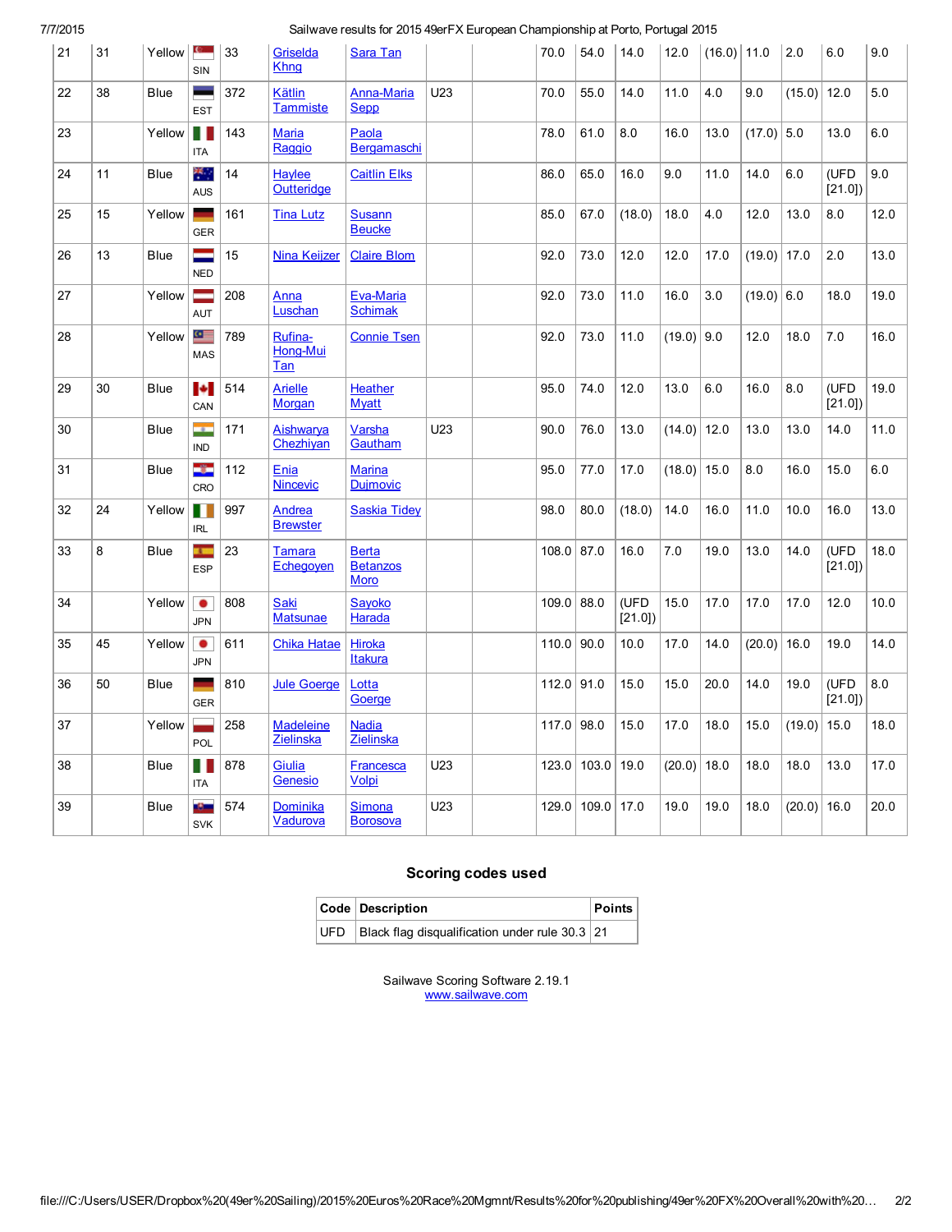| | | | | | | | | | | | | | | | | | | |
|---|---|---|---|---|---|---|---|---|---|---|---|---|---|---|---|---|---|---|
| 21 | 31 | Yellow | SIN | 33 | Griselda Khng | Sara Tan | | | 70.0 | 54.0 | 14.0 | 12.0 | (16.0) | 11.0 | 2.0 | 6.0 | 9.0 |
| 22 | 38 | Blue | EST | 372 | Kätlin Tammiste | Anna-Maria Sepp | U23 | | 70.0 | 55.0 | 14.0 | 11.0 | 4.0 | 9.0 | (15.0) | 12.0 | 5.0 |
| 23 | | Yellow | ITA | 143 | Maria Raggio | Paola Bergamaschi | | | 78.0 | 61.0 | 8.0 | 16.0 | 13.0 | (17.0) | 5.0 | 13.0 | 6.0 |
| 24 | 11 | Blue | AUS | 14 | Haylee Outteridge | Caitlin Elks | | | 86.0 | 65.0 | 16.0 | 9.0 | 11.0 | 14.0 | 6.0 | (UFD [21.0]) | 9.0 |
| 25 | 15 | Yellow | GER | 161 | Tina Lutz | Susann Beucke | | | 85.0 | 67.0 | (18.0) | 18.0 | 4.0 | 12.0 | 13.0 | 8.0 | 12.0 |
| 26 | 13 | Blue | NED | 15 | Nina Keijzer | Claire Blom | | | 92.0 | 73.0 | 12.0 | 12.0 | 17.0 | (19.0) | 17.0 | 2.0 | 13.0 |
| 27 | | Yellow | AUT | 208 | Anna Luschan | Eva-Maria Schimak | | | 92.0 | 73.0 | 11.0 | 16.0 | 3.0 | (19.0) | 6.0 | 18.0 | 19.0 |
| 28 | | Yellow | MAS | 789 | Rufina-Hong-Mui Tan | Connie Tsen | | | 92.0 | 73.0 | 11.0 | (19.0) | 9.0 | 12.0 | 18.0 | 7.0 | 16.0 |
| 29 | 30 | Blue | CAN | 514 | Arielle Morgan | Heather Myatt | | | 95.0 | 74.0 | 12.0 | 13.0 | 6.0 | 16.0 | 8.0 | (UFD [21.0]) | 19.0 |
| 30 | | Blue | IND | 171 | Aishwarya Chezhiyan | Varsha Gautham | U23 | | 90.0 | 76.0 | 13.0 | (14.0) | 12.0 | 13.0 | 13.0 | 14.0 | 11.0 |
| 31 | | Blue | CRO | 112 | Enia Nincevic | Marina Dujmovic | | | 95.0 | 77.0 | 17.0 | (18.0) | 15.0 | 8.0 | 16.0 | 15.0 | 6.0 |
| 32 | 24 | Yellow | IRL | 997 | Andrea Brewster | Saskia Tidey | | | 98.0 | 80.0 | (18.0) | 14.0 | 16.0 | 11.0 | 10.0 | 16.0 | 13.0 |
| 33 | 8 | Blue | ESP | 23 | Tamara Echegoyen | Berta Betanzos Moro | | | 108.0 | 87.0 | 16.0 | 7.0 | 19.0 | 13.0 | 14.0 | (UFD [21.0]) | 18.0 |
| 34 | | Yellow | JPN | 808 | Saki Matsunae | Sayoko Harada | | | 109.0 | 88.0 | (UFD [21.0]) | 15.0 | 17.0 | 17.0 | 17.0 | 12.0 | 10.0 |
| 35 | 45 | Yellow | JPN | 611 | Chika Hatae | Hiroka Itakura | | | 110.0 | 90.0 | 10.0 | 17.0 | 14.0 | (20.0) | 16.0 | 19.0 | 14.0 |
| 36 | 50 | Blue | GER | 810 | Jule Goerge | Lotta Goerge | | | 112.0 | 91.0 | 15.0 | 15.0 | 20.0 | 14.0 | 19.0 | (UFD [21.0]) | 8.0 |
| 37 | | Yellow | POL | 258 | Madeleine Zielinska | Nadia Zielinska | | | 117.0 | 98.0 | 15.0 | 17.0 | 18.0 | 15.0 | (19.0) | 15.0 | 18.0 |
| 38 | | Blue | ITA | 878 | Giulia Genesio | Francesca Volpi | U23 | | 123.0 | 103.0 | 19.0 | (20.0) | 18.0 | 18.0 | 18.0 | 13.0 | 17.0 |
| 39 | | Blue | SVK | 574 | Dominika Vadurova | Simona Borosova | U23 | | 129.0 | 109.0 | 17.0 | 19.0 | 19.0 | 18.0 | (20.0) | 16.0 | 20.0 |

## Scoring codes used

| Code | Description | Points |
|---|---|---|
| UFD | Black flag disqualification under rule 30.3 | 21 |

Sailwave Scoring Software 2.19.1
www.sailwave.com